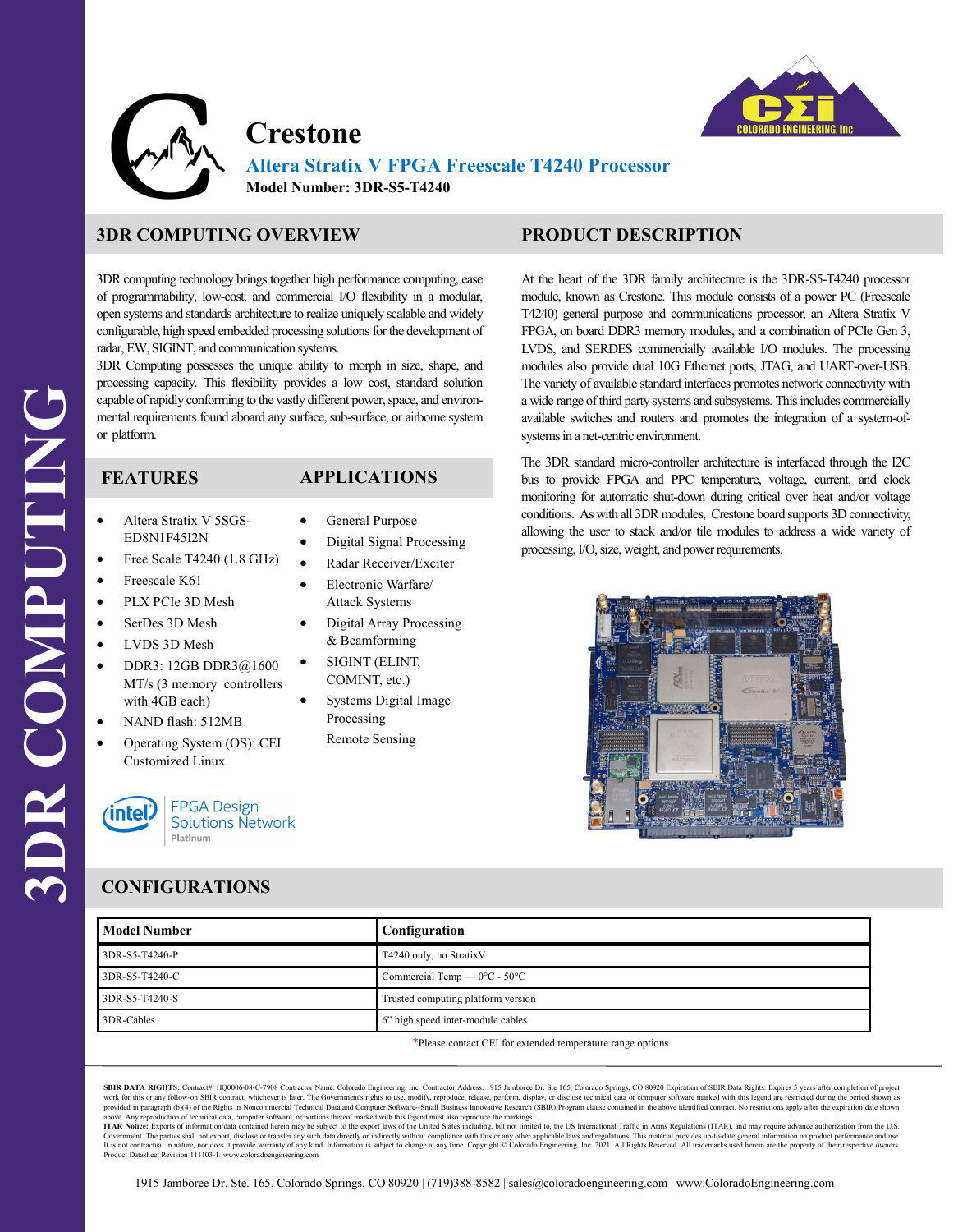# Crestone

## Altera Stratix V FPGA Freescale T4240 Processor

**Model Number: 3DR-S5-T4240**

3DR COMPUTING

## 3DR COMPUTING OVERVIEW

3DR computing technology brings together high performance computing, ease of programmability, low-cost, and commercial I/O flexibility in a modular, open systems and standards architecture to realize uniquely scalable and widely configurable, high speed embedded processing solutions for the development of radar, EW, SIGINT, and communication systems.

3DR Computing possesses the unique ability to morph in size, shape, and processing capacity. This flexibility provides a low cost, standard solution capable of rapidly conforming to the vastly different power, space, and environmental requirements found aboard any surface, sub-surface, or airborne system or platform.

## FEATURES

- Altera Stratix V 5SGS-ED8N1F45I2N
- Free Scale T4240 (1.8 GHz)
- Freescale K61
- PLX PCIe 3D Mesh
- SerDes 3D Mesh
- LVDS 3D Mesh
- DDR3: 12GB DDR3@1600 MT/s (3 memory controllers with 4GB each)
- NAND flash: 512MB
- Operating System (OS): CEI Customized Linux

## APPLICATIONS

- General Purpose
- Digital Signal Processing
- Radar Receiver/Exciter
- Electronic Warfare/ Attack Systems
- Digital Array Processing & Beamforming
- SIGINT (ELINT, COMINT, etc.)
- Systems Digital Image Processing

  Remote Sensing

intel FPGA Design Solutions Network Platinum

## PRODUCT DESCRIPTION

At the heart of the 3DR family architecture is the 3DR-S5-T4240 processor module, known as Crestone. This module consists of a power PC (Freescale T4240) general purpose and communications processor, an Altera Stratix V FPGA, on board DDR3 memory modules, and a combination of PCIe Gen 3, LVDS, and SERDES commercially available I/O modules. The processing modules also provide dual 10G Ethernet ports, JTAG, and UART-over-USB. The variety of available standard interfaces promotes network connectivity with a wide range of third party systems and subsystems. This includes commercially available switches and routers and promotes the integration of a system-of-systems in a net-centric environment.

The 3DR standard micro-controller architecture is interfaced through the I2C bus to provide FPGA and PPC temperature, voltage, current, and clock monitoring for automatic shut-down during critical over heat and/or voltage conditions. As with all 3DR modules, Crestone board supports 3D connectivity, allowing the user to stack and/or tile modules to address a wide variety of processing, I/O, size, weight, and power requirements.

## CONFIGURATIONS

| Model Number | Configuration |
|---|---|
| 3DR-S5-T4240-P | T4240 only, no StratixV |
| 3DR-S5-T4240-C | Commercial Temp — 0°C - 50°C |
| 3DR-S5-T4240-S | Trusted computing platform version |
| 3DR-Cables | 6" high speed inter-module cables |

*Please contact CEI for extended temperature range options

**SBIR DATA RIGHTS:** Contract#: HQ0006-08-C-7908 Contractor Name: Colorado Engineering, Inc. Contractor Address: 1915 Jamboree Dr. Ste 165, Colorado Springs, CO 80920 Expiration of SBIR Data Rights: Expires 5 years after completion of project work for this or any follow-on SBIR contract, whichever is later. The Government's rights to use, modify, reproduce, release, perform, display, or disclose technical data or computer software marked with this legend are restricted during the period shown as provided in paragraph (b)(4) of the Rights in Noncommercial Technical Data and Computer Software--Small Business Innovative Research (SBIR) Program clause contained in the above identified contract. No restrictions apply after the expiration date shown above. Any reproduction of technical data, computer software, or portions thereof marked with this legend must also reproduce the markings.
**ITAR Notice:** Exports of information/data contained herein may be subject to the export laws of the United States including, but not limited to, the US International Traffic in Arms Regulations (ITAR), and may require advance authorization from the U.S. Government. The parties shall not export, disclose or transfer any such data directly or indirectly without compliance with this or any other applicable laws and regulations. This material provides up-to-date general information on product performance and use. It is not contractual in nature, nor does it provide warranty of any kind. Information is subject to change at any time. Copyright © Colorado Engineering, Inc. 2021. All Rights Reserved. All trademarks used herein are the property of their respective owners. Product Datasheet Revision 111103-1. www.coloradoengineering.com

1915 Jamboree Dr. Ste. 165, Colorado Springs, CO 80920 | (719)388-8582 | sales@coloradoengineering.com | www.ColoradoEngineering.com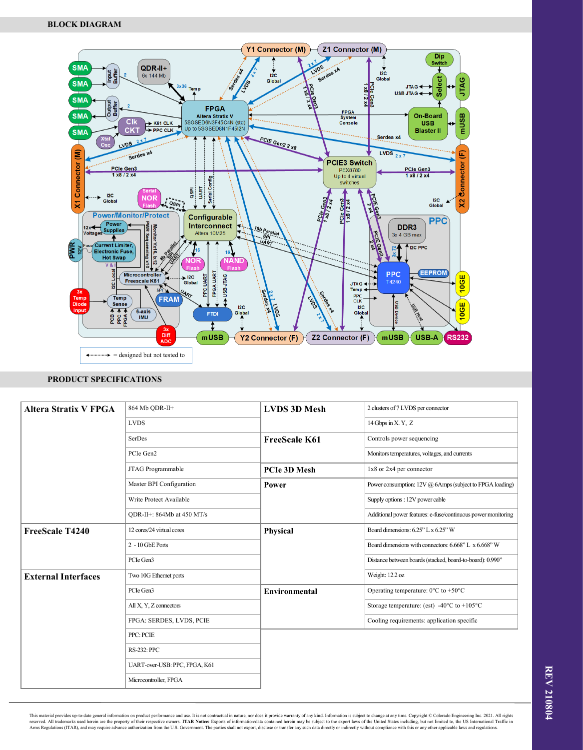## BLOCK DIAGRAM

Y1 Connector (M)
Z1 Connector (M)
X1 Connector (M)
X2 Connector (F)
Y2 Connector (F)
Z2 Connector (F)
SMA
SMA
SMA
SMA
SMA
Input Buffer
Output Buffer
Clk CKT
Xtal Osc
QDR-II+
6x 144 Mb
3x36
Temp
K61 CLK
PPC CLK
FPGA
Altera Stratix V
5SGSED6N3F45C4N (std)
Up to 5SGSED8N1F45I2N
LVDS 2 x 7
Serdes x4
PCIe Gen3 1 x8 / 2 x4
I2C Global
Dip Switch
Select
JTAG
USB JTAG
JTAG
On-Board USB Blaster II
mUSB
FPGA System Console
PCIE Gen2 2 x8
PCIE3 Switch
PEX8780
Up to 4 virtual switches
Serial NOR Flash
QSPI
UART
Serial Config
Configurable Interconnect
Altera 10M25
16b Parallel
SPI
UART
Power/Monitor/Protect
12x Voltages
Power Supplies
PWR 12V
Fuse
Current Limiter, Electronic Fuse, Hot Swap
PWR Sequencing x10
Monitor Vx16, Ix12
Microcontroller Freescale K61
I2C Local
3x Temp Diode Input
Temp Sense
PCB PPC FPGA
6-axis IMU
3x Diff ADC
FRAM
NOR Flash
NAND Flash
PPC UART
FPGA UART
USB JTAG
FTDI
mUSB
DDR3
3x 4 GB max
PPC
PPC T4240
EEPROM
I2C PPC
JTAG
Temp
PPC CLK
USB Device
USB Host
10GE
10GE
mUSB
USB-A
RS232

= designed but not tested to

## PRODUCT SPECIFICATIONS

| | | | |
|---|---|---|---|
| **Altera Stratix V FPGA** | 864 Mb QDR-II+ | **LVDS 3D Mesh** | 2 clusters of 7 LVDS per connector |
| | LVDS | | 14 Gbps in X. Y, Z |
| | SerDes | **FreeScale K61** | Controls power sequencing |
| | PCIe Gen2 | | Monitors temperatures, voltages, and currents |
| | JTAG Programmable | **PCIe 3D Mesh** | 1x8 or 2x4 per connector |
| | Master BPI Configuration | **Power** | Power consumption: 12V @ 6Amps (subject to FPGA loading) |
| | Write Protect Available | | Supply options : 12V power cable |
| | QDR-II+: 864Mb at 450 MT/s | | Additional power features: e-fuse/continuous power monitoring |
| **FreeScale T4240** | 12 cores/24 virtual cores | **Physical** | Board dimensions: 6.25" L x 6.25" W |
| | 2 - 10 GbE Ports | | Board dimensions with connectors: 6.668" L x 6.668" W |
| | PCIe Gen3 | | Distance between boards (stacked, board-to-board): 0.990" |
| **External Interfaces** | Two 10G Ethernet ports | | Weight: 12.2 oz |
| | PCIe Gen3 | **Environmental** | Operating temperature: 0°C to +50°C |
| | All X, Y, Z connectors | | Storage temperature: (est) -40°C to +105°C |
| | FPGA: SERDES, LVDS, PCIE | | Cooling requirements: application specific |
| | PPC: PCIE | | |
| | RS-232: PPC | | |
| | UART-over-USB: PPC, FPGA, K61 | | |
| | Microcontroller, FPGA | | |

This material provides up-to-date general information on product performance and use. It is not contractual in nature, nor does it provide warranty of any kind. Information is subject to change at any time. Copyright © Colorado Engineering Inc. 2021. All rights reserved. All trademarks used herein are the property of their respective owners. **ITAR Notice:** Exports of information/data contained herein may be subject to the export laws of the United States including, but not limited to, the US International Traffic in Arms Regulations (ITAR), and may require advance authorization from the U.S. Government. The parties shall not export, disclose or transfer any such data directly or indirectly without compliance with this or any other applicable laws and regulations.

REV 210804